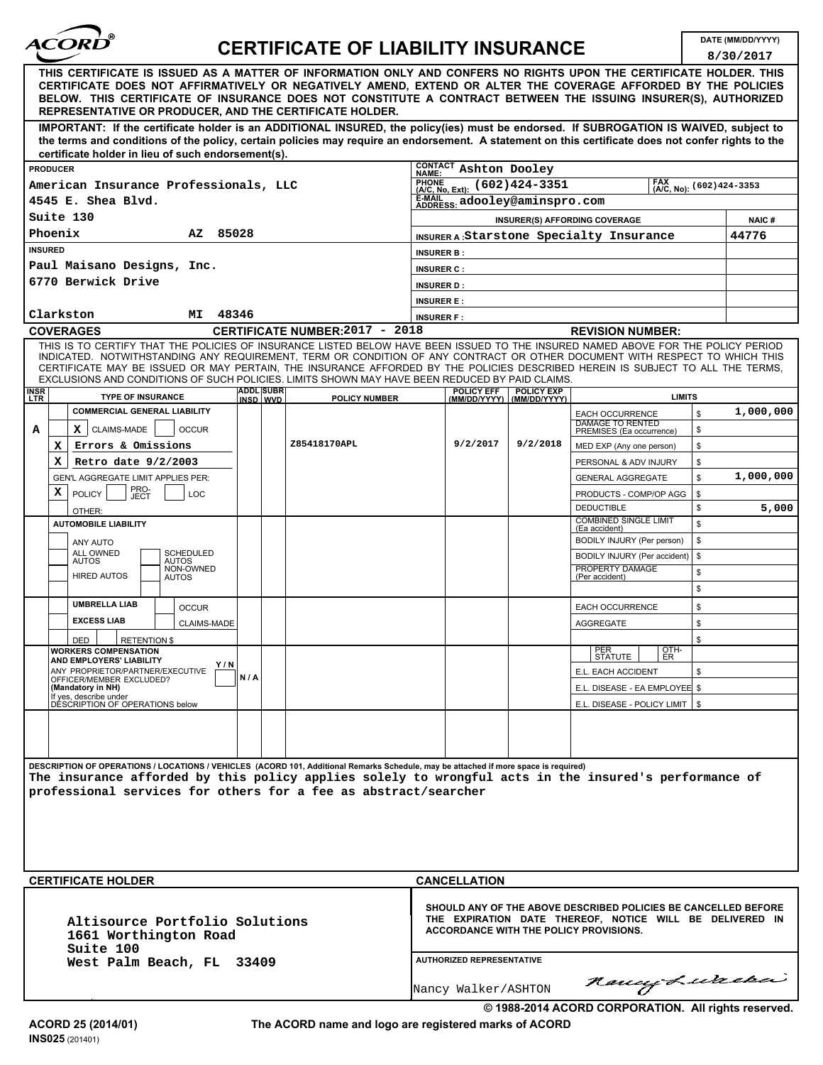# ACORD® CERTIFICATE OF LIABILITY INSURANCE

**DATE (MM/DD/YYYY):** 8/30/2017

**THIS CERTIFICATE IS ISSUED AS A MATTER OF INFORMATION ONLY AND CONFERS NO RIGHTS UPON THE CERTIFICATE HOLDER. THIS CERTIFICATE DOES NOT AFFIRMATIVELY OR NEGATIVELY AMEND, EXTEND OR ALTER THE COVERAGE AFFORDED BY THE POLICIES BELOW. THIS CERTIFICATE OF INSURANCE DOES NOT CONSTITUTE A CONTRACT BETWEEN THE ISSUING INSURER(S), AUTHORIZED REPRESENTATIVE OR PRODUCER, AND THE CERTIFICATE HOLDER.**

**IMPORTANT: If the certificate holder is an ADDITIONAL INSURED, the policy(ies) must be endorsed. If SUBROGATION IS WAIVED, subject to the terms and conditions of the policy, certain policies may require an endorsement. A statement on this certificate does not confer rights to the certificate holder in lieu of such endorsement(s).**

| PRODUCER | CONTACT |
|---|---|
| American Insurance Professionals, LLC<br>4545 E. Shea Blvd.<br>Suite 130<br>Phoenix AZ 85028 | CONTACT NAME: Ashton Dooley<br>PHONE (A/C, No, Ext): (602)424-3351<br>FAX (A/C, No): (602)424-3353<br>E-MAIL ADDRESS: adooley@aminspro.com |

| INSURER(S) AFFORDING COVERAGE | NAIC # |
|---|---|
| INSURER A: Starstone Specialty Insurance | 44776 |
| INSURER B: | |
| INSURER C: | |
| INSURER D: | |
| INSURER E: | |
| INSURER F: | |

**INSURED**

Paul Maisano Designs, Inc.
6770 Berwick Drive
Clarkston MI 48346

**COVERAGES** CERTIFICATE NUMBER: 2017 - 2018 REVISION NUMBER:

THIS IS TO CERTIFY THAT THE POLICIES OF INSURANCE LISTED BELOW HAVE BEEN ISSUED TO THE INSURED NAMED ABOVE FOR THE POLICY PERIOD INDICATED. NOTWITHSTANDING ANY REQUIREMENT, TERM OR CONDITION OF ANY CONTRACT OR OTHER DOCUMENT WITH RESPECT TO WHICH THIS CERTIFICATE MAY BE ISSUED OR MAY PERTAIN, THE INSURANCE AFFORDED BY THE POLICIES DESCRIBED HEREIN IS SUBJECT TO ALL THE TERMS, EXCLUSIONS AND CONDITIONS OF SUCH POLICIES. LIMITS SHOWN MAY HAVE BEEN REDUCED BY PAID CLAIMS.

| INSR LTR | TYPE OF INSURANCE | ADDL INSD | SUBR WVD | POLICY NUMBER | POLICY EFF (MM/DD/YYYY) | POLICY EXP (MM/DD/YYYY) | LIMITS | |
|---|---|---|---|---|---|---|---|---|
| A | COMMERCIAL GENERAL LIABILITY<br>X CLAIMS-MADE / OCCUR<br>X Errors & Omissions<br>X Retro date 9/2/2003<br>GEN'L AGGREGATE LIMIT APPLIES PER: X POLICY / PRO-JECT / LOC<br>OTHER: | | | Z85418170APL | 9/2/2017 | 9/2/2018 | EACH OCCURRENCE | $ 1,000,000 |
| | | | | | | | DAMAGE TO RENTED PREMISES (Ea occurrence) | $ |
| | | | | | | | MED EXP (Any one person) | $ |
| | | | | | | | PERSONAL & ADV INJURY | $ |
| | | | | | | | GENERAL AGGREGATE | $ 1,000,000 |
| | | | | | | | PRODUCTS - COMP/OP AGG | $ |
| | | | | | | | DEDUCTIBLE | $ 5,000 |
| | AUTOMOBILE LIABILITY<br>ANY AUTO<br>ALL OWNED AUTOS / SCHEDULED AUTOS<br>HIRED AUTOS / NON-OWNED AUTOS | | | | | | COMBINED SINGLE LIMIT (Ea accident) | $ |
| | | | | | | | BODILY INJURY (Per person) | $ |
| | | | | | | | BODILY INJURY (Per accident) | $ |
| | | | | | | | PROPERTY DAMAGE (Per accident) | $ |
| | | | | | | | | $ |
| | UMBRELLA LIAB / OCCUR<br>EXCESS LIAB / CLAIMS-MADE<br>DED / RETENTION $ | | | | | | EACH OCCURRENCE | $ |
| | | | | | | | AGGREGATE | $ |
| | | | | | | | | $ |
| | WORKERS COMPENSATION AND EMPLOYERS' LIABILITY Y/N<br>ANY PROPRIETOR/PARTNER/EXECUTIVE OFFICER/MEMBER EXCLUDED? (Mandatory in NH)<br>If yes, describe under DESCRIPTION OF OPERATIONS below | N/A | | | | | PER STATUTE / OTH-ER | |
| | | | | | | | E.L. EACH ACCIDENT | $ |
| | | | | | | | E.L. DISEASE - EA EMPLOYEE | $ |
| | | | | | | | E.L. DISEASE - POLICY LIMIT | $ |

**DESCRIPTION OF OPERATIONS / LOCATIONS / VEHICLES** (ACORD 101, Additional Remarks Schedule, may be attached if more space is required)

The insurance afforded by this policy applies solely to wrongful acts in the insured's performance of professional services for others for a fee as abstract/searcher

| CERTIFICATE HOLDER | CANCELLATION |
|---|---|
| Altisource Portfolio Solutions<br>1661 Worthington Road<br>Suite 100<br>West Palm Beach, FL 33409 | SHOULD ANY OF THE ABOVE DESCRIBED POLICIES BE CANCELLED BEFORE THE EXPIRATION DATE THEREOF, NOTICE WILL BE DELIVERED IN ACCORDANCE WITH THE POLICY PROVISIONS.<br><br>AUTHORIZED REPRESENTATIVE<br>Nancy Walker/ASHTON |

© 1988-2014 ACORD CORPORATION. All rights reserved.

ACORD 25 (2014/01) The ACORD name and logo are registered marks of ACORD

INS025 (201401)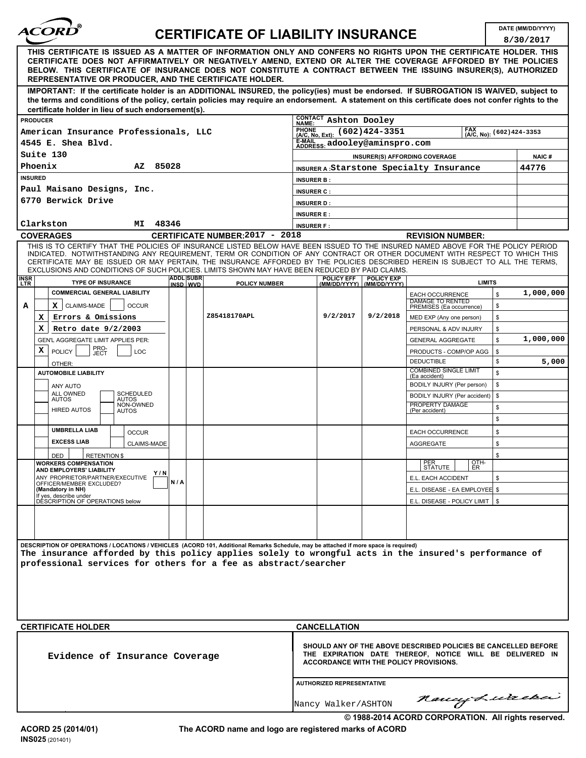# ACORD® CERTIFICATE OF LIABILITY INSURANCE

**DATE (MM/DD/YYYY):** 8/30/2017

**THIS CERTIFICATE IS ISSUED AS A MATTER OF INFORMATION ONLY AND CONFERS NO RIGHTS UPON THE CERTIFICATE HOLDER. THIS CERTIFICATE DOES NOT AFFIRMATIVELY OR NEGATIVELY AMEND, EXTEND OR ALTER THE COVERAGE AFFORDED BY THE POLICIES BELOW. THIS CERTIFICATE OF INSURANCE DOES NOT CONSTITUTE A CONTRACT BETWEEN THE ISSUING INSURER(S), AUTHORIZED REPRESENTATIVE OR PRODUCER, AND THE CERTIFICATE HOLDER.**

**IMPORTANT: If the certificate holder is an ADDITIONAL INSURED, the policy(ies) must be endorsed. If SUBROGATION IS WAIVED, subject to the terms and conditions of the policy, certain policies may require an endorsement. A statement on this certificate does not confer rights to the certificate holder in lieu of such endorsement(s).**

| PRODUCER | | CONTACT NAME: Ashton Dooley | |
|---|---|---|---|
| American Insurance Professionals, LLC | | PHONE (A/C, No, Ext): (602)424-3351 | FAX (A/C, No): (602)424-3353 |
| 4545 E. Shea Blvd. | | E-MAIL ADDRESS: adooley@aminspro.com | |
| Suite 130 | | INSURER(S) AFFORDING COVERAGE | NAIC # |
| Phoenix AZ 85028 | | INSURER A : Starstone Specialty Insurance | 44776 |
| INSURED | | INSURER B : | |
| Paul Maisano Designs, Inc. | | INSURER C : | |
| 6770 Berwick Drive | | INSURER D : | |
| | | INSURER E : | |
| Clarkston MI 48346 | | INSURER F : | |

**COVERAGES** CERTIFICATE NUMBER: 2017 - 2018 REVISION NUMBER:

THIS IS TO CERTIFY THAT THE POLICIES OF INSURANCE LISTED BELOW HAVE BEEN ISSUED TO THE INSURED NAMED ABOVE FOR THE POLICY PERIOD INDICATED. NOTWITHSTANDING ANY REQUIREMENT, TERM OR CONDITION OF ANY CONTRACT OR OTHER DOCUMENT WITH RESPECT TO WHICH THIS CERTIFICATE MAY BE ISSUED OR MAY PERTAIN, THE INSURANCE AFFORDED BY THE POLICIES DESCRIBED HEREIN IS SUBJECT TO ALL THE TERMS, EXCLUSIONS AND CONDITIONS OF SUCH POLICIES. LIMITS SHOWN MAY HAVE BEEN REDUCED BY PAID CLAIMS.

| INSR LTR | TYPE OF INSURANCE | ADDL INSD | SUBR WVD | POLICY NUMBER | POLICY EFF (MM/DD/YYYY) | POLICY EXP (MM/DD/YYYY) | LIMITS | |
|---|---|---|---|---|---|---|---|---|
| A | COMMERCIAL GENERAL LIABILITY | | | Z85418170APL | 9/2/2017 | 9/2/2018 | EACH OCCURRENCE | $ 1,000,000 |
| | X CLAIMS-MADE ☐ OCCUR | | | | | | DAMAGE TO RENTED PREMISES (Ea occurrence) | $ |
| | X Errors & Omissions | | | | | | MED EXP (Any one person) | $ |
| | X Retro date 9/2/2003 | | | | | | PERSONAL & ADV INJURY | $ |
| | GEN'L AGGREGATE LIMIT APPLIES PER: | | | | | | GENERAL AGGREGATE | $ 1,000,000 |
| | X POLICY ☐ PRO-JECT ☐ LOC | | | | | | PRODUCTS - COMP/OP AGG | $ |
| | OTHER: | | | | | | DEDUCTIBLE | $ 5,000 |
| | AUTOMOBILE LIABILITY | | | | | | COMBINED SINGLE LIMIT (Ea accident) | $ |
| | ☐ ANY AUTO | | | | | | BODILY INJURY (Per person) | $ |
| | ☐ ALL OWNED AUTOS ☐ SCHEDULED AUTOS | | | | | | BODILY INJURY (Per accident) | $ |
| | ☐ HIRED AUTOS ☐ NON-OWNED AUTOS | | | | | | PROPERTY DAMAGE (Per accident) | $ |
| | | | | | | | | $ |
| | UMBRELLA LIAB ☐ OCCUR | | | | | | EACH OCCURRENCE | $ |
| | EXCESS LIAB ☐ CLAIMS-MADE | | | | | | AGGREGATE | $ |
| | DED ☐ RETENTION $ | | | | | | | $ |
| | WORKERS COMPENSATION AND EMPLOYERS' LIABILITY Y/N | | | | | | PER STATUTE ☐ OTH-ER | |
| | ANY PROPRIETOR/PARTNER/EXECUTIVE OFFICER/MEMBER EXCLUDED? (Mandatory in NH) ☐ | N / A | | | | | E.L. EACH ACCIDENT | $ |
| | If yes, describe under DESCRIPTION OF OPERATIONS below | | | | | | E.L. DISEASE - EA EMPLOYEE | $ |
| | | | | | | | E.L. DISEASE - POLICY LIMIT | $ |

**DESCRIPTION OF OPERATIONS / LOCATIONS / VEHICLES** (ACORD 101, Additional Remarks Schedule, may be attached if more space is required)

The insurance afforded by this policy applies solely to wrongful acts in the insured's performance of professional services for others for a fee as abstract/searcher

| CERTIFICATE HOLDER | CANCELLATION |
|---|---|
| Evidence of Insurance Coverage | SHOULD ANY OF THE ABOVE DESCRIBED POLICIES BE CANCELLED BEFORE THE EXPIRATION DATE THEREOF, NOTICE WILL BE DELIVERED IN ACCORDANCE WITH THE POLICY PROVISIONS. |
| | AUTHORIZED REPRESENTATIVE |
| | Nancy Walker/ASHTON *Nancy Walker* |

© 1988-2014 ACORD CORPORATION. All rights reserved.

ACORD 25 (2014/01) The ACORD name and logo are registered marks of ACORD

INS025 (201401)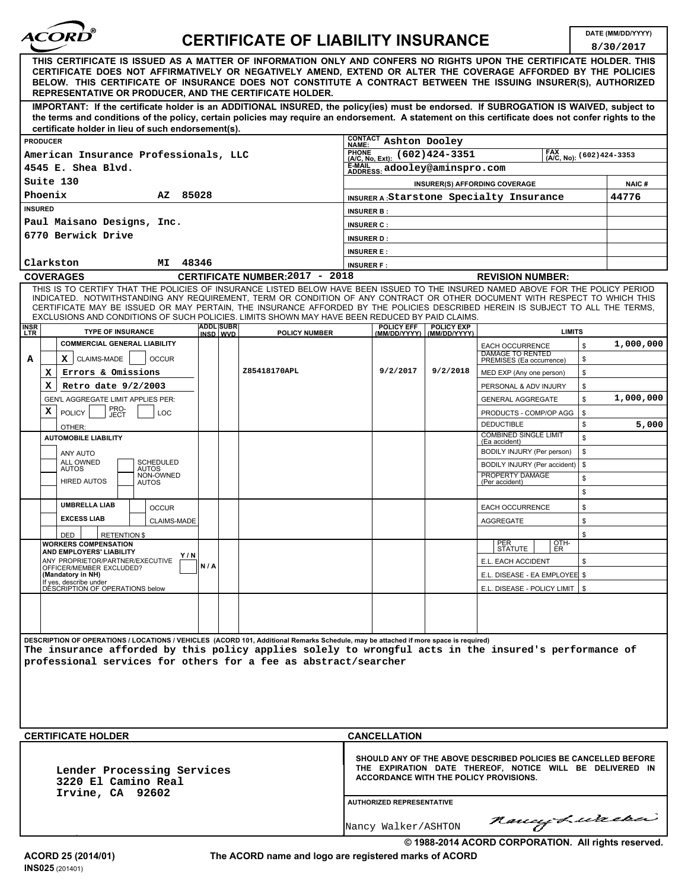**ACORD®**

# CERTIFICATE OF LIABILITY INSURANCE

DATE (MM/DD/YYYY): 8/30/2017

**THIS CERTIFICATE IS ISSUED AS A MATTER OF INFORMATION ONLY AND CONFERS NO RIGHTS UPON THE CERTIFICATE HOLDER. THIS CERTIFICATE DOES NOT AFFIRMATIVELY OR NEGATIVELY AMEND, EXTEND OR ALTER THE COVERAGE AFFORDED BY THE POLICIES BELOW. THIS CERTIFICATE OF INSURANCE DOES NOT CONSTITUTE A CONTRACT BETWEEN THE ISSUING INSURER(S), AUTHORIZED REPRESENTATIVE OR PRODUCER, AND THE CERTIFICATE HOLDER.**

**IMPORTANT: If the certificate holder is an ADDITIONAL INSURED, the policy(ies) must be endorsed. If SUBROGATION IS WAIVED, subject to the terms and conditions of the policy, certain policies may require an endorsement. A statement on this certificate does not confer rights to the certificate holder in lieu of such endorsement(s).**

| | | | |
|---|---|---|---|
| **PRODUCER** | CONTACT NAME: Ashton Dooley | | |
| American Insurance Professionals, LLC | PHONE (A/C, No, Ext): (602)424-3351 | FAX (A/C, No): (602)424-3353 | |
| 4545 E. Shea Blvd. | E-MAIL ADDRESS: adooley@aminspro.com | | |
| Suite 130 | INSURER(S) AFFORDING COVERAGE | | NAIC # |
| Phoenix AZ 85028 | INSURER A : Starstone Specialty Insurance | | 44776 |
| **INSURED** | INSURER B : | | |
| Paul Maisano Designs, Inc. | INSURER C : | | |
| 6770 Berwick Drive | INSURER D : | | |
| | INSURER E : | | |
| Clarkston MI 48346 | INSURER F : | | |

**COVERAGES** — CERTIFICATE NUMBER: 2017 - 2018 — REVISION NUMBER:

THIS IS TO CERTIFY THAT THE POLICIES OF INSURANCE LISTED BELOW HAVE BEEN ISSUED TO THE INSURED NAMED ABOVE FOR THE POLICY PERIOD INDICATED. NOTWITHSTANDING ANY REQUIREMENT, TERM OR CONDITION OF ANY CONTRACT OR OTHER DOCUMENT WITH RESPECT TO WHICH THIS CERTIFICATE MAY BE ISSUED OR MAY PERTAIN, THE INSURANCE AFFORDED BY THE POLICIES DESCRIBED HEREIN IS SUBJECT TO ALL THE TERMS, EXCLUSIONS AND CONDITIONS OF SUCH POLICIES. LIMITS SHOWN MAY HAVE BEEN REDUCED BY PAID CLAIMS.

| INSR LTR | TYPE OF INSURANCE | ADDL INSD | SUBR WVD | POLICY NUMBER | POLICY EFF (MM/DD/YYYY) | POLICY EXP (MM/DD/YYYY) | LIMITS | |
|---|---|---|---|---|---|---|---|---|
| A | COMMERCIAL GENERAL LIABILITY | | | Z85418170APL | 9/2/2017 | 9/2/2018 | EACH OCCURRENCE | $ 1,000,000 |
| | X CLAIMS-MADE ☐ OCCUR | | | | | | DAMAGE TO RENTED PREMISES (Ea occurrence) | $ |
| | X Errors & Omissions | | | | | | MED EXP (Any one person) | $ |
| | X Retro date 9/2/2003 | | | | | | PERSONAL & ADV INJURY | $ |
| | GEN'L AGGREGATE LIMIT APPLIES PER: | | | | | | GENERAL AGGREGATE | $ 1,000,000 |
| | X POLICY ☐ PRO-JECT ☐ LOC | | | | | | PRODUCTS - COMP/OP AGG | $ |
| | OTHER: | | | | | | DEDUCTIBLE | $ 5,000 |
| | AUTOMOBILE LIABILITY | | | | | | COMBINED SINGLE LIMIT (Ea accident) | $ |
| | ANY AUTO | | | | | | BODILY INJURY (Per person) | $ |
| | ALL OWNED AUTOS / SCHEDULED AUTOS | | | | | | BODILY INJURY (Per accident) | $ |
| | HIRED AUTOS / NON-OWNED AUTOS | | | | | | PROPERTY DAMAGE (Per accident) | $ |
| | | | | | | | | $ |
| | UMBRELLA LIAB / OCCUR | | | | | | EACH OCCURRENCE | $ |
| | EXCESS LIAB / CLAIMS-MADE | | | | | | AGGREGATE | $ |
| | DED / RETENTION $ | | | | | | | $ |
| | WORKERS COMPENSATION AND EMPLOYERS' LIABILITY Y/N | | | | | | PER STATUTE / OTH-ER | |
| | ANY PROPRIETOR/PARTNER/EXECUTIVE OFFICER/MEMBER EXCLUDED? (Mandatory in NH) | N / A | | | | | E.L. EACH ACCIDENT | $ |
| | If yes, describe under DESCRIPTION OF OPERATIONS below | | | | | | E.L. DISEASE - EA EMPLOYEE | $ |
| | | | | | | | E.L. DISEASE - POLICY LIMIT | $ |

**DESCRIPTION OF OPERATIONS / LOCATIONS / VEHICLES** (ACORD 101, Additional Remarks Schedule, may be attached if more space is required)

The insurance afforded by this policy applies solely to wrongful acts in the insured's performance of professional services for others for a fee as abstract/searcher

| CERTIFICATE HOLDER | CANCELLATION |
|---|---|
| Lender Processing Services<br>3220 El Camino Real<br>Irvine, CA 92602 | SHOULD ANY OF THE ABOVE DESCRIBED POLICIES BE CANCELLED BEFORE THE EXPIRATION DATE THEREOF, NOTICE WILL BE DELIVERED IN ACCORDANCE WITH THE POLICY PROVISIONS. |
| | AUTHORIZED REPRESENTATIVE<br>Nancy Walker/ASHTON Nancy Walker |

© 1988-2014 ACORD CORPORATION. All rights reserved.

ACORD 25 (2014/01) The ACORD name and logo are registered marks of ACORD

INS025 (201401)